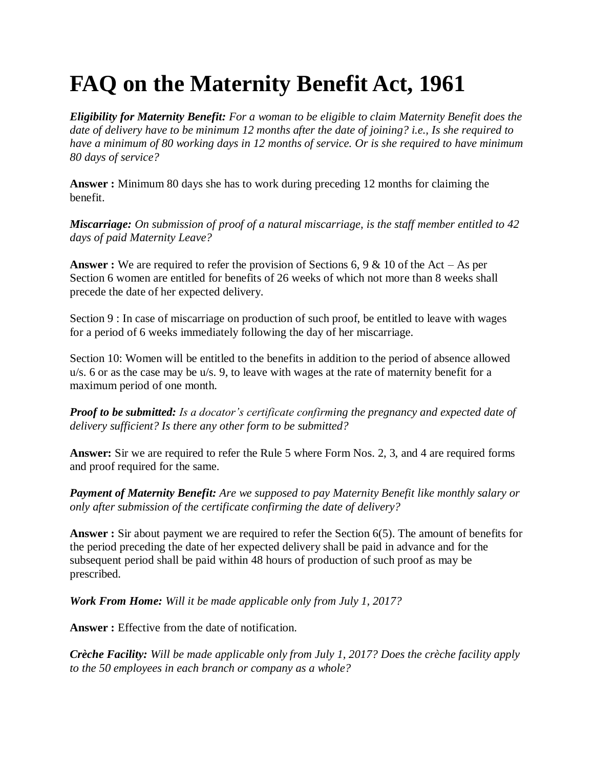# FAQ on the Maternity Benefit Act, 1961

***Eligibility for Maternity Benefit:*** *For a woman to be eligible to claim Maternity Benefit does the date of delivery have to be minimum 12 months after the date of joining? i.e., Is she required to have a minimum of 80 working days in 12 months of service. Or is she required to have minimum 80 days of service?*

**Answer :** Minimum 80 days she has to work during preceding 12 months for claiming the benefit.

***Miscarriage:*** *On submission of proof of a natural miscarriage, is the staff member entitled to 42 days of paid Maternity Leave?*

**Answer :** We are required to refer the provision of Sections 6, 9 & 10 of the Act – As per Section 6 women are entitled for benefits of 26 weeks of which not more than 8 weeks shall precede the date of her expected delivery.

Section 9 : In case of miscarriage on production of such proof, be entitled to leave with wages for a period of 6 weeks immediately following the day of her miscarriage.

Section 10: Women will be entitled to the benefits in addition to the period of absence allowed u/s. 6 or as the case may be u/s. 9, to leave with wages at the rate of maternity benefit for a maximum period of one month.

***Proof to be submitted:*** *Is a docator's certificate confirming the pregnancy and expected date of delivery sufficient? Is there any other form to be submitted?*

**Answer:** Sir we are required to refer the Rule 5 where Form Nos. 2, 3, and 4 are required forms and proof required for the same.

***Payment of Maternity Benefit:*** *Are we supposed to pay Maternity Benefit like monthly salary or only after submission of the certificate confirming the date of delivery?*

**Answer :** Sir about payment we are required to refer the Section 6(5). The amount of benefits for the period preceding the date of her expected delivery shall be paid in advance and for the subsequent period shall be paid within 48 hours of production of such proof as may be prescribed.

***Work From Home:*** *Will it be made applicable only from July 1, 2017?*

**Answer :** Effective from the date of notification.

***Crèche Facility:*** *Will be made applicable only from July 1, 2017? Does the crèche facility apply to the 50 employees in each branch or company as a whole?*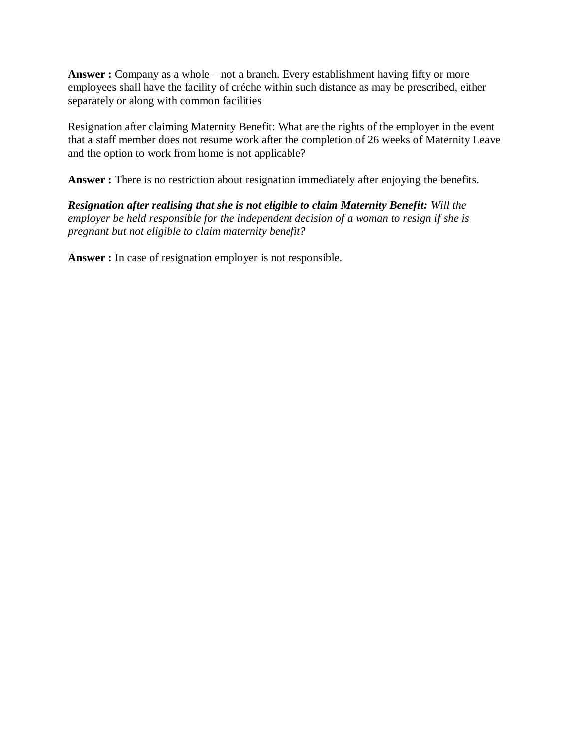**Answer :** Company as a whole – not a branch. Every establishment having fifty or more employees shall have the facility of créche within such distance as may be prescribed, either separately or along with common facilities

Resignation after claiming Maternity Benefit: What are the rights of the employer in the event that a staff member does not resume work after the completion of 26 weeks of Maternity Leave and the option to work from home is not applicable?

**Answer :** There is no restriction about resignation immediately after enjoying the benefits.

***Resignation after realising that she is not eligible to claim Maternity Benefit:*** *Will the employer be held responsible for the independent decision of a woman to resign if she is pregnant but not eligible to claim maternity benefit?*

**Answer :** In case of resignation employer is not responsible.